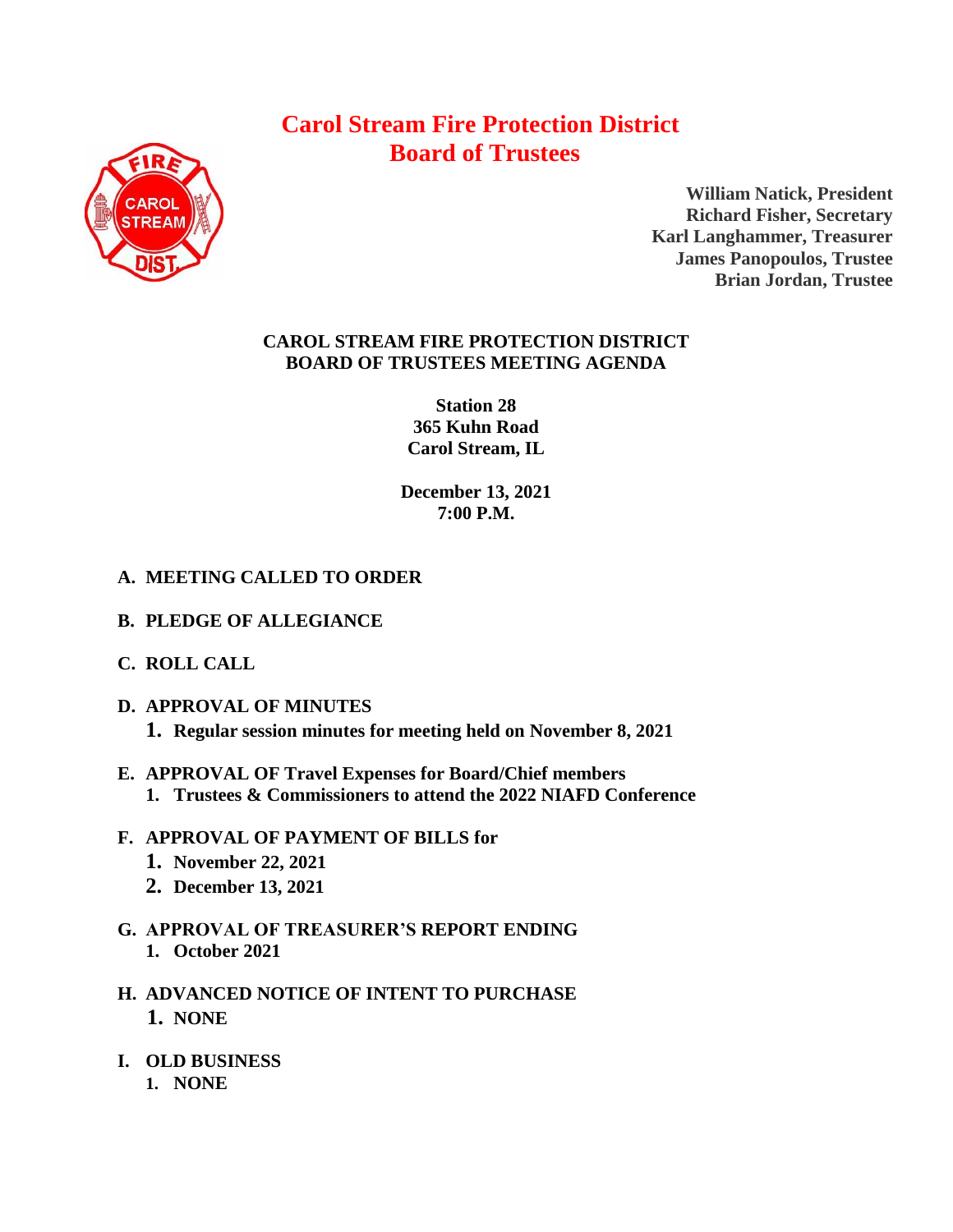# Carol Stream Fire Protection District
# Board of Trustees

**William Natick, President**
**Richard Fisher, Secretary**
**Karl Langhammer, Treasurer**
**James Panopoulos, Trustee**
**Brian Jordan, Trustee**

## CAROL STREAM FIRE PROTECTION DISTRICT
## BOARD OF TRUSTEES MEETING AGENDA

**Station 28**
**365 Kuhn Road**
**Carol Stream, IL**

**December 13, 2021**
**7:00 P.M.**

**A. MEETING CALLED TO ORDER**

**B. PLEDGE OF ALLEGIANCE**

**C. ROLL CALL**

**D. APPROVAL OF MINUTES**

1. **Regular session minutes for meeting held on November 8, 2021**

**E. APPROVAL OF Travel Expenses for Board/Chief members**

1. **Trustees & Commissioners to attend the 2022 NIAFD Conference**

**F. APPROVAL OF PAYMENT OF BILLS for**

1. **November 22, 2021**
2. **December 13, 2021**

**G. APPROVAL OF TREASURER'S REPORT ENDING**

1. **October 2021**

**H. ADVANCED NOTICE OF INTENT TO PURCHASE**

1. **NONE**

**I. OLD BUSINESS**

1. **NONE**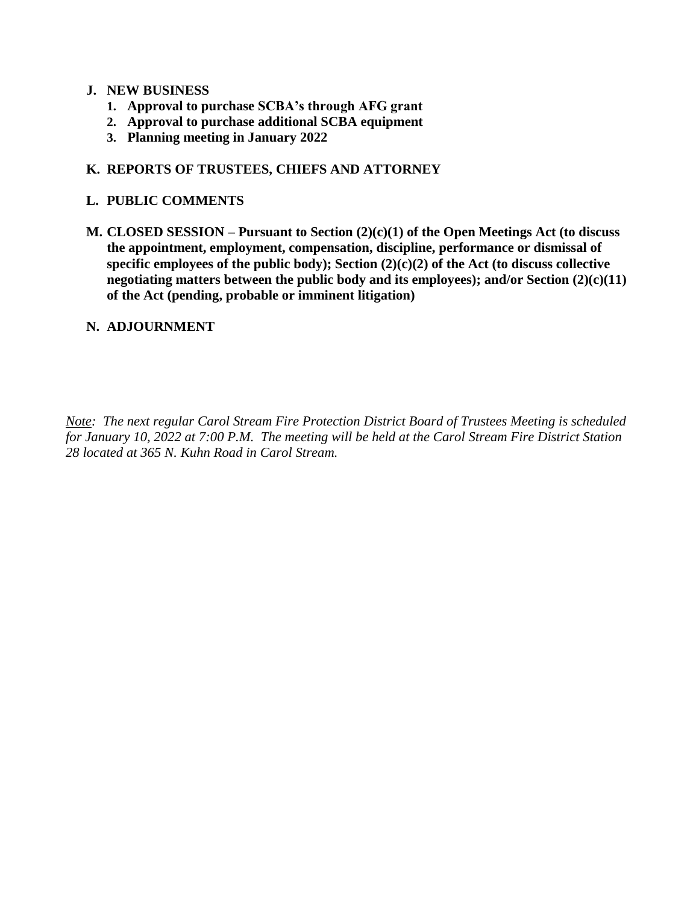**J. NEW BUSINESS**

1. **Approval to purchase SCBA's through AFG grant**
2. **Approval to purchase additional SCBA equipment**
3. **Planning meeting in January 2022**

**K. REPORTS OF TRUSTEES, CHIEFS AND ATTORNEY**

**L. PUBLIC COMMENTS**

**M. CLOSED SESSION – Pursuant to Section (2)(c)(1) of the Open Meetings Act (to discuss the appointment, employment, compensation, discipline, performance or dismissal of specific employees of the public body); Section (2)(c)(2) of the Act (to discuss collective negotiating matters between the public body and its employees); and/or Section (2)(c)(11) of the Act (pending, probable or imminent litigation)**

**N. ADJOURNMENT**

*Note: The next regular Carol Stream Fire Protection District Board of Trustees Meeting is scheduled for January 10, 2022 at 7:00 P.M. The meeting will be held at the Carol Stream Fire District Station 28 located at 365 N. Kuhn Road in Carol Stream.*